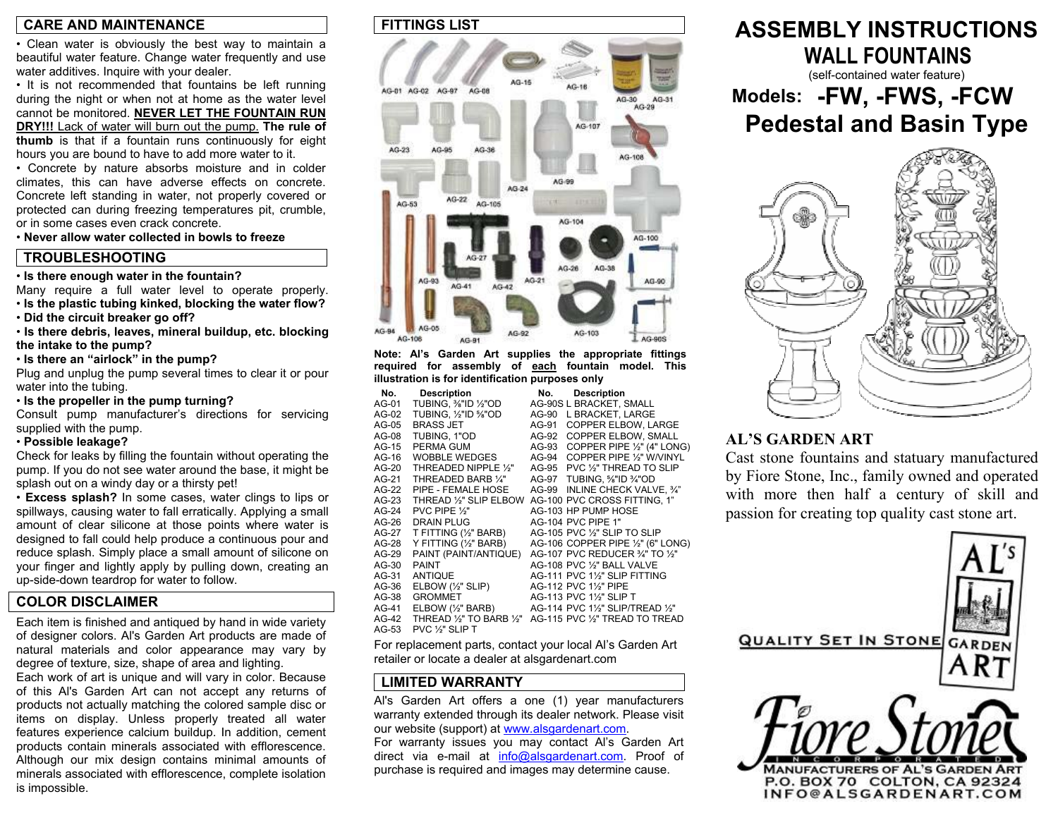## CARE AND MAINTENANCE

- Clean water is obviously the best way to maintain a beautiful water feature. Change water frequently and use water additives. Inquire with your dealer.
- It is not recommended that fountains be left running during the night or when not at home as the water level cannot be monitored. **NEVER LET THE FOUNTAIN RUN DRY!!!** Lack of water will burn out the pump. **The rule of thumb** is that if a fountain runs continuously for eight hours you are bound to have to add more water to it.
- Concrete by nature absorbs moisture and in colder climates, this can have adverse effects on concrete. Concrete left standing in water, not properly covered or protected can during freezing temperatures pit, crumble, or in some cases even crack concrete.
- **Never allow water collected in bowls to freeze**

## TROUBLESHOOTING

- **Is there enough water in the fountain?**
Many require a full water level to operate properly.
- **Is the plastic tubing kinked, blocking the water flow?**
- **Did the circuit breaker go off?**
- **Is there debris, leaves, mineral buildup, etc. blocking the intake to the pump?**
- **Is there an "airlock" in the pump?**
Plug and unplug the pump several times to clear it or pour water into the tubing.
- **Is the propeller in the pump turning?**
Consult pump manufacturer's directions for servicing supplied with the pump.
- **Possible leakage?**
Check for leaks by filling the fountain without operating the pump. If you do not see water around the base, it might be splash out on a windy day or a thirsty pet!
- **Excess splash?** In some cases, water clings to lips or spillways, causing water to fall erratically. Applying a small amount of clear silicone at those points where water is designed to fall could help produce a continuous pour and reduce splash. Simply place a small amount of silicone on your finger and lightly apply by pulling down, creating an up-side-down teardrop for water to follow.

## COLOR DISCLAIMER

Each item is finished and antiqued by hand in wide variety of designer colors. Al's Garden Art products are made of natural materials and color appearance may vary by degree of texture, size, shape of area and lighting.

Each work of art is unique and will vary in color. Because of this Al's Garden Art can not accept any returns of products not actually matching the colored sample disc or items on display. Unless properly treated all water features experience calcium buildup. In addition, cement products contain minerals associated with efflorescence. Although our mix design contains minimal amounts of minerals associated with efflorescence, complete isolation is impossible.

## FITTINGS LIST

AG-01 AG-02 AG-97 AG-08 AG-15 AG-16 AG-30 AG-31 AG-29 AG-23 AG-95 AG-36 AG-107 AG-108 AG-24 AG-99 AG-53 AG-22 AG-105 AG-104 AG-100 AG-27 AG-26 AG-38 AG-93 AG-41 AG-42 AG-21 AG-90 AG-94 AG-05 AG-106 AG-91 AG-92 AG-103 AG-90S

**Note: Al's Garden Art supplies the appropriate fittings required for assembly of each fountain model. This illustration is for identification purposes only**

| No. | Description | No. | Description |
|---|---|---|---|
| AG-01 | TUBING, ⅜"ID ½"OD | AG-90S | L BRACKET, SMALL |
| AG-02 | TUBING, ½"ID ⅝"OD | AG-90 | L BRACKET, LARGE |
| AG-05 | BRASS JET | AG-91 | COPPER ELBOW, LARGE |
| AG-08 | TUBING, 1"OD | AG-92 | COPPER ELBOW, SMALL |
| AG-15 | PERMA GUM | AG-93 | COPPER PIPE ½" (4" LONG) |
| AG-16 | WOBBLE WEDGES | AG-94 | COPPER PIPE ½" W/VINYL |
| AG-20 | THREADED NIPPLE ½" | AG-95 | PVC ½" THREAD TO SLIP |
| AG-21 | THREADED BARB ¼" | AG-97 | TUBING, ⅝"ID ¾"OD |
| AG-22 | PIPE - FEMALE HOSE | AG-99 | INLINE CHECK VALVE, ¾" |
| AG-23 | THREAD ½" SLIP ELBOW | AG-100 | PVC CROSS FITTING, 1" |
| AG-24 | PVC PIPE ½" | AG-103 | HP PUMP HOSE |
| AG-26 | DRAIN PLUG | AG-104 | PVC PIPE 1" |
| AG-27 | T FITTING (½" BARB) | AG-105 | PVC ½" SLIP TO SLIP |
| AG-28 | Y FITTING (½" BARB) | AG-106 | COPPER PIPE ½" (6" LONG) |
| AG-29 | PAINT (PAINT/ANTIQUE) | AG-107 | PVC REDUCER ¾" TO ½" |
| AG-30 | PAINT | AG-108 | PVC ½" BALL VALVE |
| AG-31 | ANTIQUE | AG-111 | PVC 1½" SLIP FITTING |
| AG-36 | ELBOW (½" SLIP) | AG-112 | PVC 1½" PIPE |
| AG-38 | GROMMET | AG-113 | PVC 1½" SLIP T |
| AG-41 | ELBOW (½" BARB) | AG-114 | PVC 1½" SLIP/TREAD ½" |
| AG-42 | THREAD ½" TO BARB ½" | AG-115 | PVC ½" TREAD TO TREAD |
| AG-53 | PVC ½" SLIP T | | |

For replacement parts, contact your local Al's Garden Art retailer or locate a dealer at alsgardenart.com

## LIMITED WARRANTY

Al's Garden Art offers a one (1) year manufacturers warranty extended through its dealer network. Please visit our website (support) at www.alsgardenart.com.

For warranty issues you may contact Al's Garden Art direct via e-mail at info@alsgardenart.com. Proof of purchase is required and images may determine cause.

# ASSEMBLY INSTRUCTIONS

## WALL FOUNTAINS

(self-contained water feature)

## Models: -FW, -FWS, -FCW

## Pedestal and Basin Type

### AL'S GARDEN ART

Cast stone fountains and statuary manufactured by Fiore Stone, Inc., family owned and operated with more then half a century of skill and passion for creating top quality cast stone art.

QUALITY SET IN STONE

AL'S GARDEN ART

Fiore Stone INCORPORATED

MANUFACTURERS OF AL'S GARDEN ART
P.O. BOX 70 COLTON, CA 92324
INFO@ALSGARDENART.COM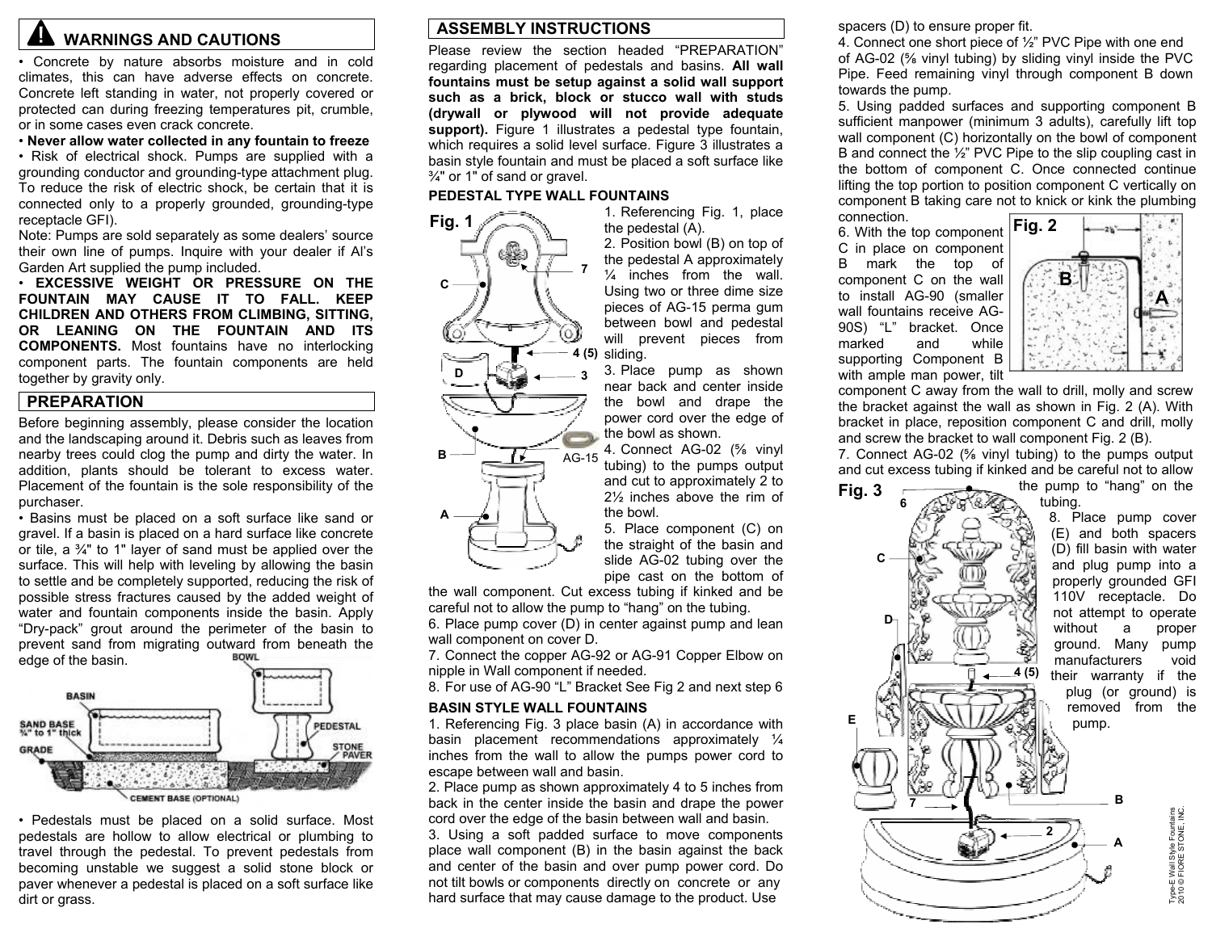## WARNINGS AND CAUTIONS

- Concrete by nature absorbs moisture and in cold climates, this can have adverse effects on concrete. Concrete left standing in water, not properly covered or protected can during freezing temperatures pit, crumble, or in some cases even crack concrete.
- **Never allow water collected in any fountain to freeze**
- Risk of electrical shock. Pumps are supplied with a grounding conductor and grounding-type attachment plug. To reduce the risk of electric shock, be certain that it is connected only to a properly grounded, grounding-type receptacle GFI).

Note: Pumps are sold separately as some dealers' source their own line of pumps. Inquire with your dealer if Al's Garden Art supplied the pump included.

- **EXCESSIVE WEIGHT OR PRESSURE ON THE FOUNTAIN MAY CAUSE IT TO FALL. KEEP CHILDREN AND OTHERS FROM CLIMBING, SITTING, OR LEANING ON THE FOUNTAIN AND ITS COMPONENTS.** Most fountains have no interlocking component parts. The fountain components are held together by gravity only.

## PREPARATION

Before beginning assembly, please consider the location and the landscaping around it. Debris such as leaves from nearby trees could clog the pump and dirty the water. In addition, plants should be tolerant to excess water. Placement of the fountain is the sole responsibility of the purchaser.

- Basins must be placed on a soft surface like sand or gravel. If a basin is placed on a hard surface like concrete or tile, a ¾" to 1" layer of sand must be applied over the surface. This will help with leveling by allowing the basin to settle and be completely supported, reducing the risk of possible stress fractures caused by the added weight of water and fountain components inside the basin. Apply "Dry-pack" grout around the perimeter of the basin to prevent sand from migrating outward from beneath the edge of the basin.

BOWL
BASIN
SAND BASE ¾" to 1" thick
GRADE
PEDESTAL
STONE PAVER
CEMENT BASE (OPTIONAL)

- Pedestals must be placed on a solid surface. Most pedestals are hollow to allow electrical or plumbing to travel through the pedestal. To prevent pedestals from becoming unstable we suggest a solid stone block or paver whenever a pedestal is placed on a soft surface like dirt or grass.

## ASSEMBLY INSTRUCTIONS

Please review the section headed "PREPARATION" regarding placement of pedestals and basins. **All wall fountains must be setup against a solid wall support such as a brick, block or stucco wall with studs (drywall or plywood will not provide adequate support).** Figure 1 illustrates a pedestal type fountain, which requires a solid level surface. Figure 3 illustrates a basin style fountain and must be placed a soft surface like ¾" or 1" of sand or gravel.

### PEDESTAL TYPE WALL FOUNTAINS

Fig. 1
C
7
4 (5)
D
3
B
AG-15
A

1. Referencing Fig. 1, place the pedestal (A).
2. Position bowl (B) on top of the pedestal A approximately ¼ inches from the wall. Using two or three dime size pieces of AG-15 perma gum between bowl and pedestal will prevent pieces from sliding.
3. Place pump as shown near back and center inside the bowl and drape the power cord over the edge of the bowl as shown.
4. Connect AG-02 (⅝ vinyl tubing) to the pumps output and cut to approximately 2 to 2½ inches above the rim of the bowl.
5. Place component (C) on the straight of the basin and slide AG-02 tubing over the pipe cast on the bottom of the wall component. Cut excess tubing if kinked and be careful not to allow the pump to "hang" on the tubing.
6. Place pump cover (D) in center against pump and lean wall component on cover D.
7. Connect the copper AG-92 or AG-91 Copper Elbow on nipple in Wall component if needed.
8. For use of AG-90 "L" Bracket See Fig 2 and next step 6

### BASIN STYLE WALL FOUNTAINS

1. Referencing Fig. 3 place basin (A) in accordance with basin placement recommendations approximately ¼ inches from the wall to allow the pumps power cord to escape between wall and basin.
2. Place pump as shown approximately 4 to 5 inches from back in the center inside the basin and drape the power cord over the edge of the basin between wall and basin.
3. Using a soft padded surface to move components place wall component (B) in the basin against the back and center of the basin and over pump power cord. Do not tilt bowls or components directly on concrete or any hard surface that may cause damage to the product. Use spacers (D) to ensure proper fit.
4. Connect one short piece of ½" PVC Pipe with one end of AG-02 (⅝ vinyl tubing) by sliding vinyl inside the PVC Pipe. Feed remaining vinyl through component B down towards the pump.
5. Using padded surfaces and supporting component B sufficient manpower (minimum 3 adults), carefully lift top wall component (C) horizontally on the bowl of component B and connect the ½" PVC Pipe to the slip coupling cast in the bottom of component C. Once connected continue lifting the top portion to position component C vertically on component B taking care not to knick or kink the plumbing connection.
6. With the top component C in place on component B mark the top of component C on the wall to install AG-90 (smaller wall fountains receive AG-90S) "L" bracket. Once marked and while supporting Component B with ample man power, tilt component C away from the wall to drill, molly and screw the bracket against the wall as shown in Fig. 2 (A). With bracket in place, reposition component C and drill, molly and screw the bracket to wall component Fig. 2 (B).

Fig. 2
2¾"
B
A

7. Connect AG-02 (⅝ vinyl tubing) to the pumps output and cut excess tubing if kinked and be careful not to allow the pump to "hang" on the tubing.
8. Place pump cover (E) and both spacers (D) fill basin with water and plug pump into a properly grounded GFI 110V receptacle. Do not attempt to operate without a proper ground. Many pump manufacturers void their warranty if the plug (or ground) is removed from the pump.

Fig. 3
6
C
D
4 (5)
E
7
B
2
A

Type-E Wall Style Fountains
2010 © FIORE STONE, INC.